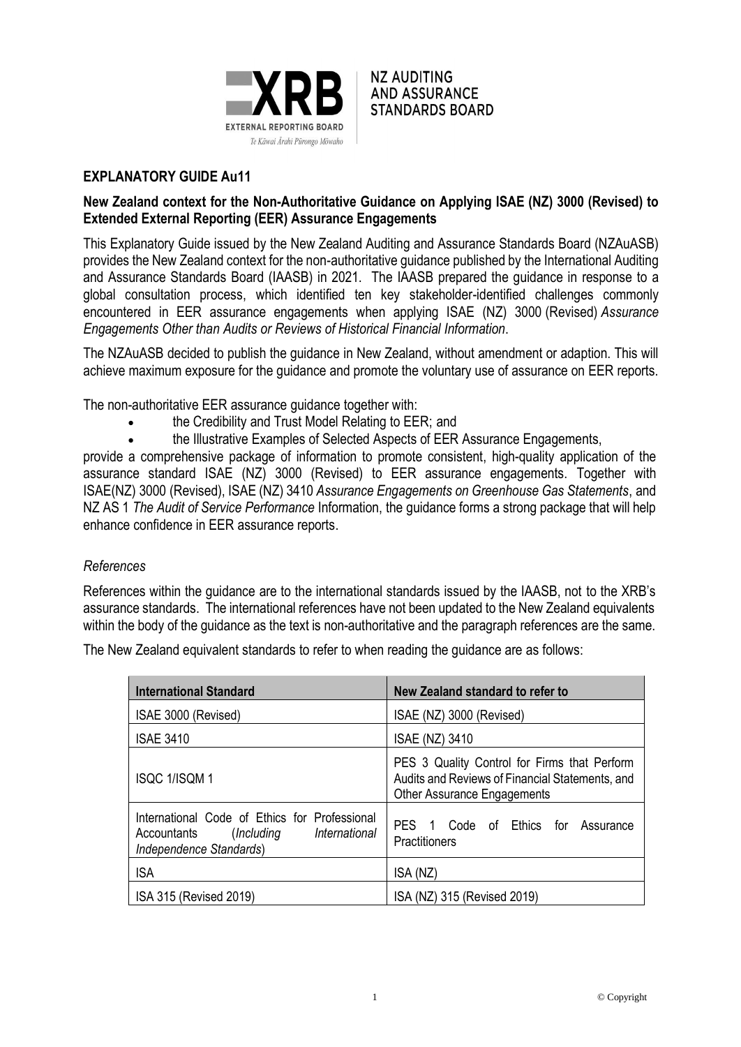NZ AUDITING AND ASSURANCE STANDARDS BOARD

## EXPLANATORY GUIDE Au11

**New Zealand context for the Non-Authoritative Guidance on Applying ISAE (NZ) 3000 (Revised) to Extended External Reporting (EER) Assurance Engagements**

This Explanatory Guide issued by the New Zealand Auditing and Assurance Standards Board (NZAuASB) provides the New Zealand context for the non-authoritative guidance published by the International Auditing and Assurance Standards Board (IAASB) in 2021. The IAASB prepared the guidance in response to a global consultation process, which identified ten key stakeholder-identified challenges commonly encountered in EER assurance engagements when applying ISAE (NZ) 3000 (Revised) *Assurance Engagements Other than Audits or Reviews of Historical Financial Information*.

The NZAuASB decided to publish the guidance in New Zealand, without amendment or adaption. This will achieve maximum exposure for the guidance and promote the voluntary use of assurance on EER reports.

The non-authoritative EER assurance guidance together with:

- the Credibility and Trust Model Relating to EER; and
- the Illustrative Examples of Selected Aspects of EER Assurance Engagements,

provide a comprehensive package of information to promote consistent, high-quality application of the assurance standard ISAE (NZ) 3000 (Revised) to EER assurance engagements. Together with ISAE(NZ) 3000 (Revised), ISAE (NZ) 3410 *Assurance Engagements on Greenhouse Gas Statements*, and NZ AS 1 *The Audit of Service Performance* Information, the guidance forms a strong package that will help enhance confidence in EER assurance reports.

### *References*

References within the guidance are to the international standards issued by the IAASB, not to the XRB's assurance standards. The international references have not been updated to the New Zealand equivalents within the body of the guidance as the text is non-authoritative and the paragraph references are the same.

The New Zealand equivalent standards to refer to when reading the guidance are as follows:

| International Standard | New Zealand standard to refer to |
|---|---|
| ISAE 3000 (Revised) | ISAE (NZ) 3000 (Revised) |
| ISAE 3410 | ISAE (NZ) 3410 |
| ISQC 1/ISQM 1 | PES 3 Quality Control for Firms that Perform Audits and Reviews of Financial Statements, and Other Assurance Engagements |
| International Code of Ethics for Professional Accountants (*Including International Independence Standards*) | PES 1 Code of Ethics for Assurance Practitioners |
| ISA | ISA (NZ) |
| ISA 315 (Revised 2019) | ISA (NZ) 315 (Revised 2019) |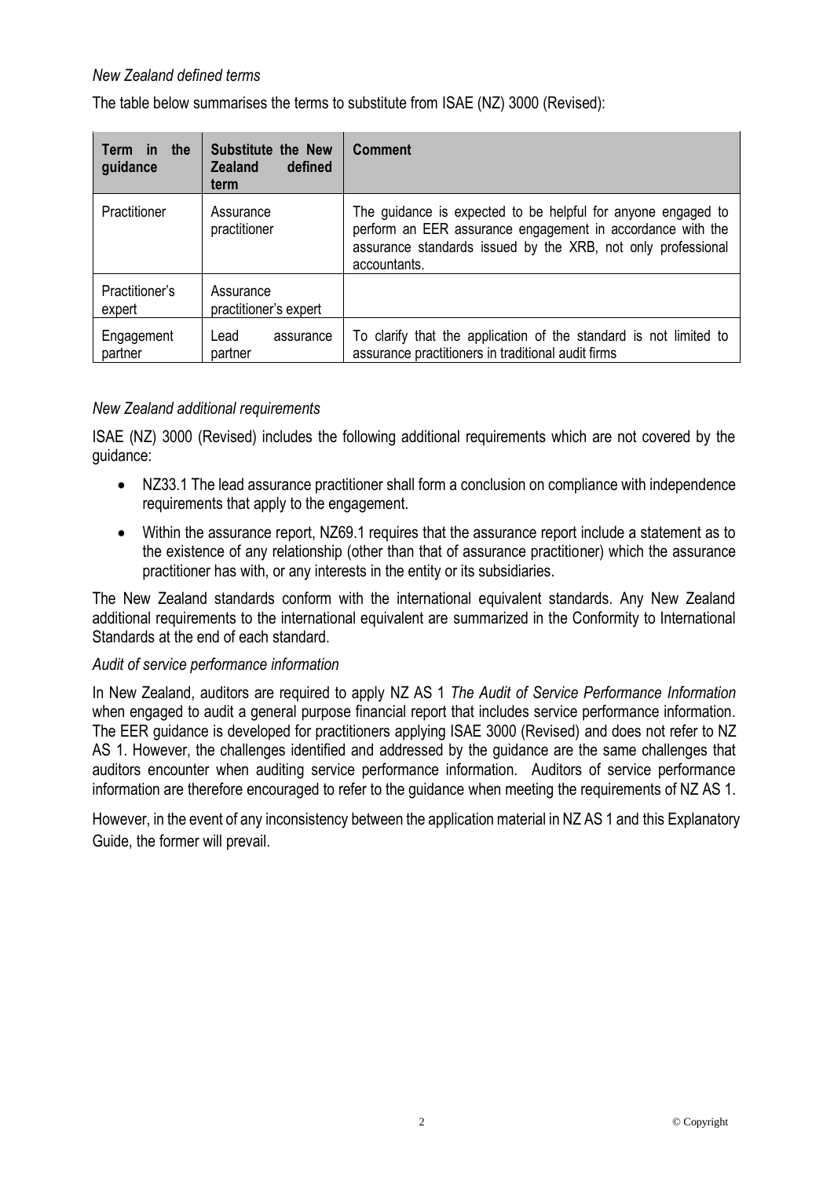*New Zealand defined terms*

The table below summarises the terms to substitute from ISAE (NZ) 3000 (Revised):

| Term in the guidance | Substitute the New Zealand defined term | Comment |
|---|---|---|
| Practitioner | Assurance practitioner | The guidance is expected to be helpful for anyone engaged to perform an EER assurance engagement in accordance with the assurance standards issued by the XRB, not only professional accountants. |
| Practitioner's expert | Assurance practitioner's expert | |
| Engagement partner | Lead assurance partner | To clarify that the application of the standard is not limited to assurance practitioners in traditional audit firms |

*New Zealand additional requirements*

ISAE (NZ) 3000 (Revised) includes the following additional requirements which are not covered by the guidance:

- NZ33.1 The lead assurance practitioner shall form a conclusion on compliance with independence requirements that apply to the engagement.
- Within the assurance report, NZ69.1 requires that the assurance report include a statement as to the existence of any relationship (other than that of assurance practitioner) which the assurance practitioner has with, or any interests in the entity or its subsidiaries.

The New Zealand standards conform with the international equivalent standards. Any New Zealand additional requirements to the international equivalent are summarized in the Conformity to International Standards at the end of each standard.

*Audit of service performance information*

In New Zealand, auditors are required to apply NZ AS 1 *The Audit of Service Performance Information* when engaged to audit a general purpose financial report that includes service performance information. The EER guidance is developed for practitioners applying ISAE 3000 (Revised) and does not refer to NZ AS 1. However, the challenges identified and addressed by the guidance are the same challenges that auditors encounter when auditing service performance information. Auditors of service performance information are therefore encouraged to refer to the guidance when meeting the requirements of NZ AS 1.

However, in the event of any inconsistency between the application material in NZ AS 1 and this Explanatory Guide, the former will prevail.